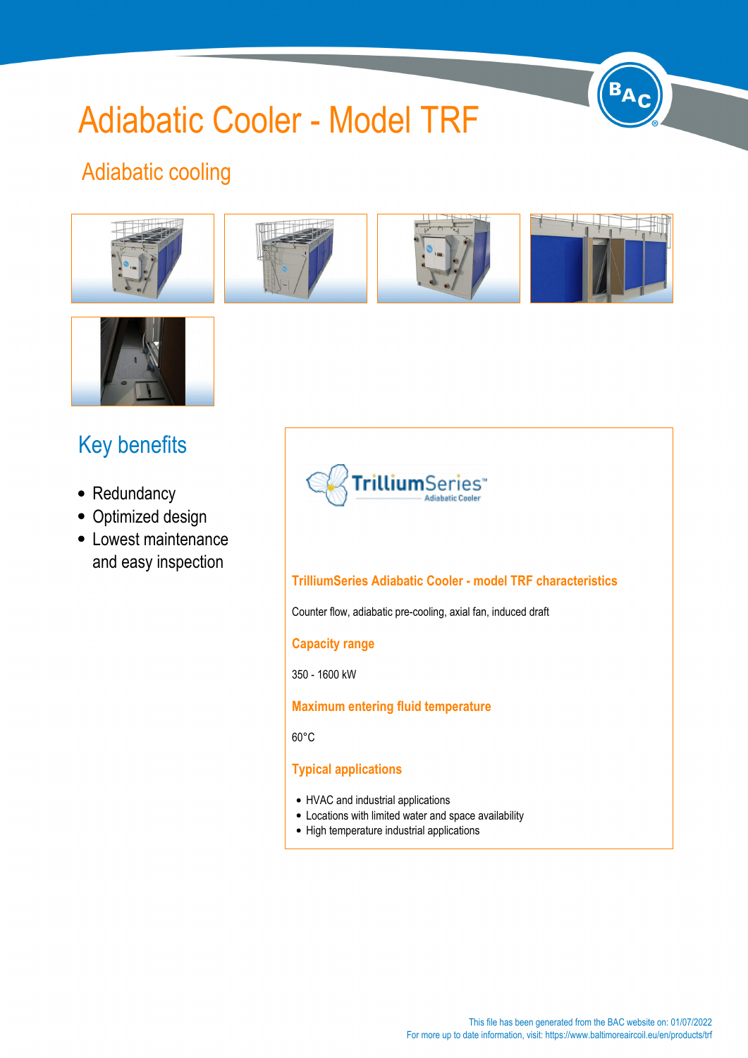# Adiabatic Cooler - Model TRF

## Adiabatic cooling

## Key benefits

- Redundancy
- Optimized design
- Lowest maintenance and easy inspection

TrilliumSeries™ Adiabatic Cooler

### TrilliumSeries Adiabatic Cooler - model TRF characteristics

Counter flow, adiabatic pre-cooling, axial fan, induced draft

### Capacity range

350 - 1600 kW

### Maximum entering fluid temperature

60°C

### Typical applications

- HVAC and industrial applications
- Locations with limited water and space availability
- High temperature industrial applications

This file has been generated from the BAC website on: 01/07/2022
For more up to date information, visit: https://www.baltimoreaircoil.eu/en/products/trf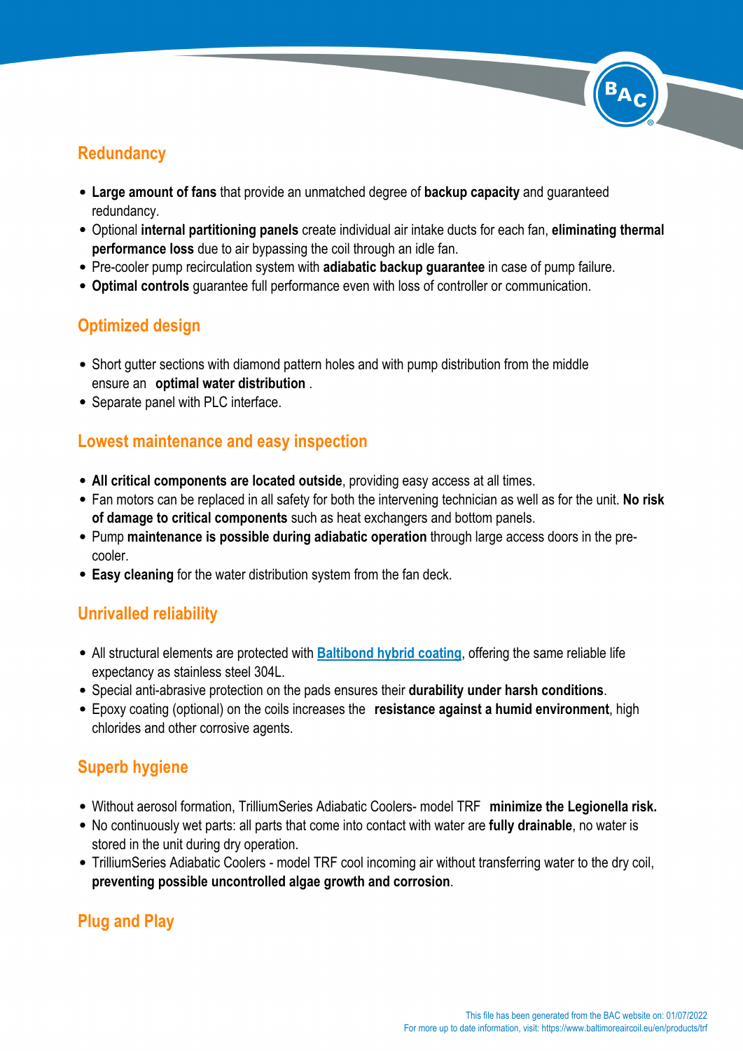## Redundancy

- **Large amount of fans** that provide an unmatched degree of **backup capacity** and guaranteed redundancy.
- Optional **internal partitioning panels** create individual air intake ducts for each fan, **eliminating thermal performance loss** due to air bypassing the coil through an idle fan.
- Pre-cooler pump recirculation system with **adiabatic backup guarantee** in case of pump failure.
- **Optimal controls** guarantee full performance even with loss of controller or communication.

## Optimized design

- Short gutter sections with diamond pattern holes and with pump distribution from the middle ensure an **optimal water distribution** .
- Separate panel with PLC interface.

## Lowest maintenance and easy inspection

- **All critical components are located outside**, providing easy access at all times.
- Fan motors can be replaced in all safety for both the intervening technician as well as for the unit. **No risk of damage to critical components** such as heat exchangers and bottom panels.
- Pump **maintenance is possible during adiabatic operation** through large access doors in the pre-cooler.
- **Easy cleaning** for the water distribution system from the fan deck.

## Unrivalled reliability

- All structural elements are protected with **Baltibond hybrid coating**, offering the same reliable life expectancy as stainless steel 304L.
- Special anti-abrasive protection on the pads ensures their **durability under harsh conditions**.
- Epoxy coating (optional) on the coils increases the **resistance against a humid environment**, high chlorides and other corrosive agents.

## Superb hygiene

- Without aerosol formation, TrilliumSeries Adiabatic Coolers- model TRF **minimize the Legionella risk.**
- No continuously wet parts: all parts that come into contact with water are **fully drainable**, no water is stored in the unit during dry operation.
- TrilliumSeries Adiabatic Coolers - model TRF cool incoming air without transferring water to the dry coil, **preventing possible uncontrolled algae growth and corrosion**.

## Plug and Play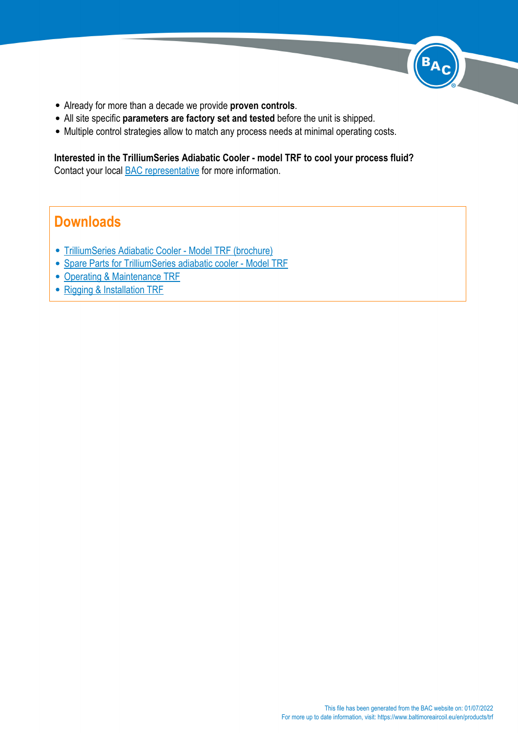- Already for more than a decade we provide **proven controls**.
- All site specific **parameters are factory set and tested** before the unit is shipped.
- Multiple control strategies allow to match any process needs at minimal operating costs.

**Interested in the TrilliumSeries Adiabatic Cooler - model TRF to cool your process fluid?**
Contact your local BAC representative for more information.

## Downloads

- TrilliumSeries Adiabatic Cooler - Model TRF (brochure)
- Spare Parts for TrilliumSeries adiabatic cooler - Model TRF
- Operating & Maintenance TRF
- Rigging & Installation TRF

This file has been generated from the BAC website on: 01/07/2022
For more up to date information, visit: https://www.baltimoreaircoil.eu/en/products/trf